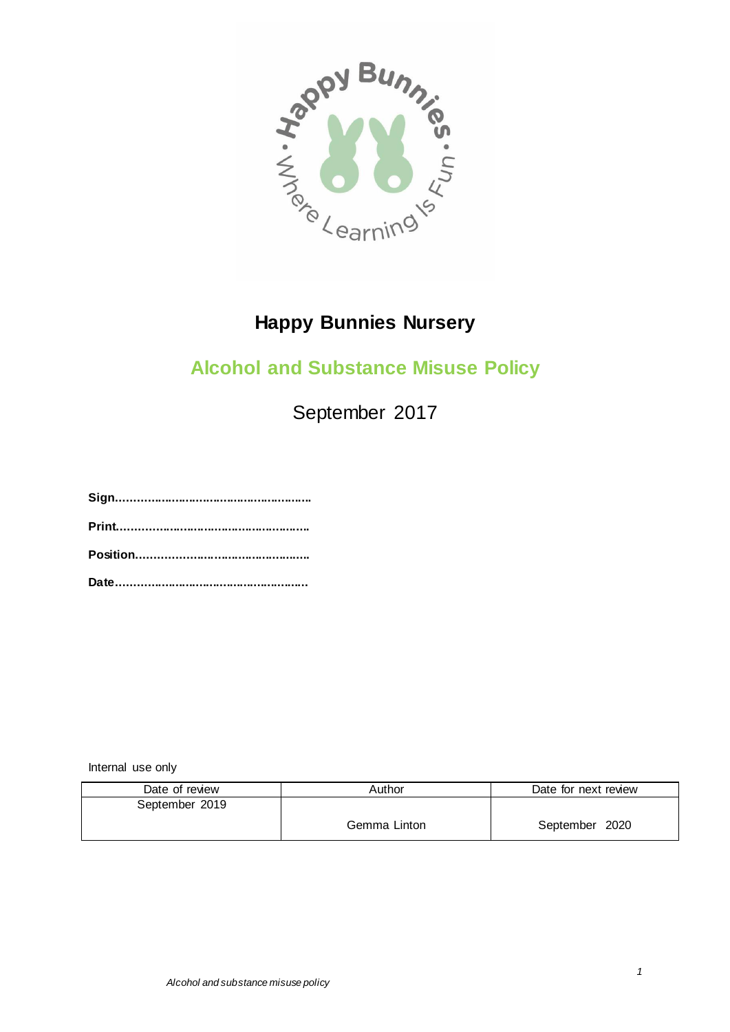# Happy Bunnies Nursery

## Alcohol and Substance Misuse Policy

September 2017

**Sign………………………………………………….**

**Print………………………………………………….**

**Position…………………………………………….**

**Date………………………………………………….**

Internal use only

| Date of review | Author | Date for next review |
|---|---|---|
| September 2019 | Gemma Linton | September 2020 |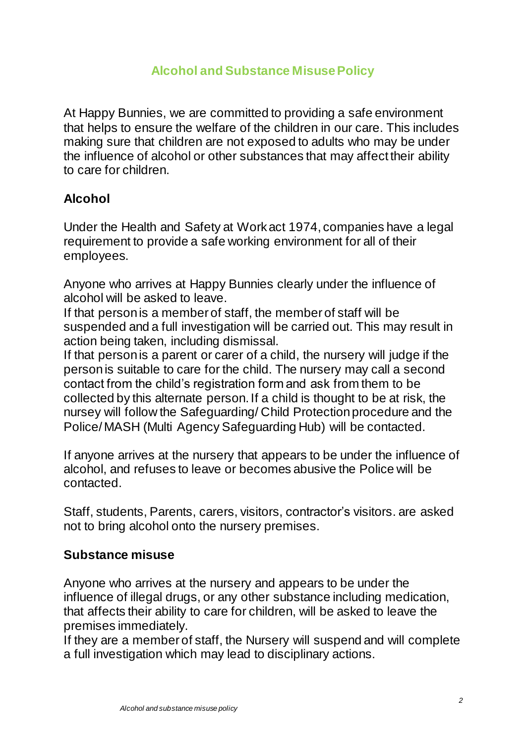# Alcohol and Substance Misuse Policy

At Happy Bunnies, we are committed to providing a safe environment that helps to ensure the welfare of the children in our care. This includes making sure that children are not exposed to adults who may be under the influence of alcohol or other substances that may affect their ability to care for children.

## Alcohol

Under the Health and Safety at Work act 1974, companies have a legal requirement to provide a safe working environment for all of their employees.

Anyone who arrives at Happy Bunnies clearly under the influence of alcohol will be asked to leave.
If that person is a member of staff, the member of staff will be suspended and a full investigation will be carried out. This may result in action being taken, including dismissal.
If that person is a parent or carer of a child, the nursery will judge if the person is suitable to care for the child. The nursery may call a second contact from the child's registration form and ask from them to be collected by this alternate person. If a child is thought to be at risk, the nursey will follow the Safeguarding/ Child Protection procedure and the Police/ MASH (Multi Agency Safeguarding Hub) will be contacted.

If anyone arrives at the nursery that appears to be under the influence of alcohol, and refuses to leave or becomes abusive the Police will be contacted.

Staff, students, Parents, carers, visitors, contractor's visitors. are asked not to bring alcohol onto the nursery premises.

## Substance misuse

Anyone who arrives at the nursery and appears to be under the influence of illegal drugs, or any other substance including medication, that affects their ability to care for children, will be asked to leave the premises immediately.
If they are a member of staff, the Nursery will suspend and will complete a full investigation which may lead to disciplinary actions.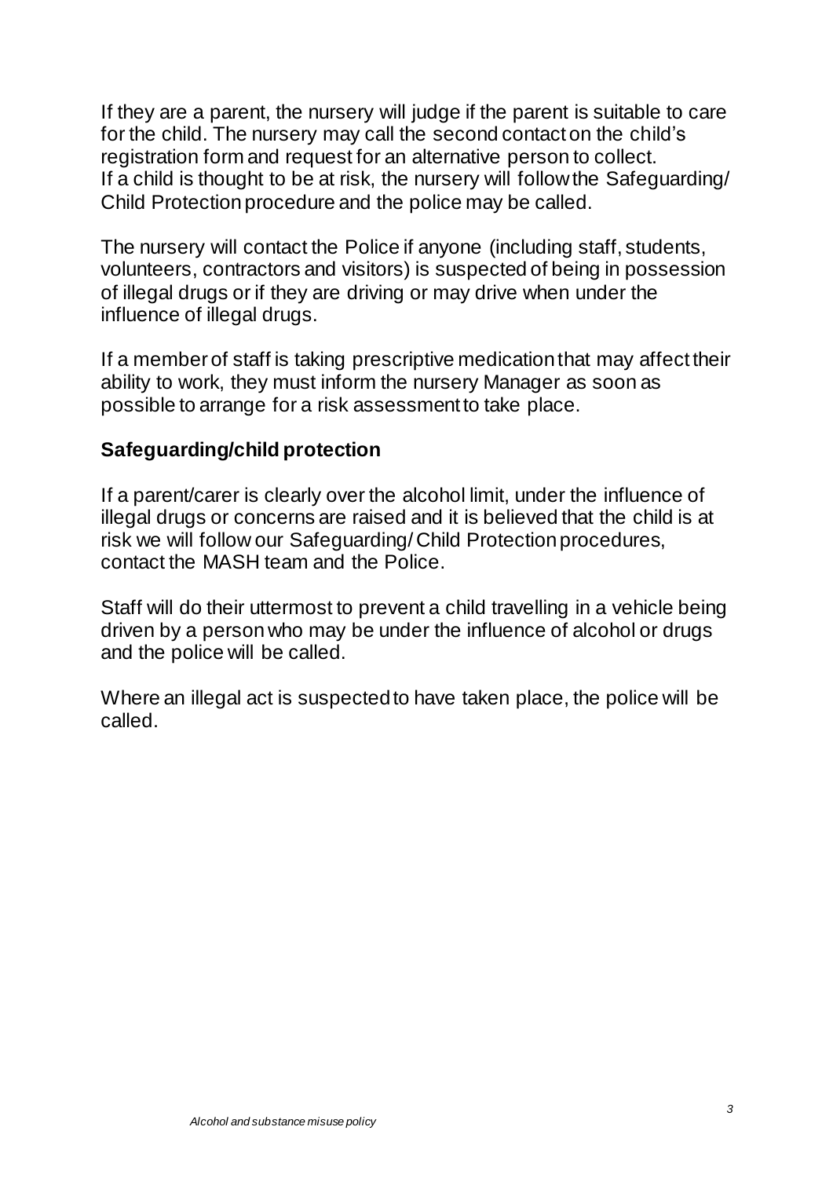If they are a parent, the nursery will judge if the parent is suitable to care for the child. The nursery may call the second contact on the child's registration form and request for an alternative person to collect. If a child is thought to be at risk, the nursery will follow the Safeguarding/ Child Protection procedure and the police may be called.

The nursery will contact the Police if anyone (including staff, students, volunteers, contractors and visitors) is suspected of being in possession of illegal drugs or if they are driving or may drive when under the influence of illegal drugs.

If a member of staff is taking prescriptive medication that may affect their ability to work, they must inform the nursery Manager as soon as possible to arrange for a risk assessment to take place.

## Safeguarding/child protection

If a parent/carer is clearly over the alcohol limit, under the influence of illegal drugs or concerns are raised and it is believed that the child is at risk we will follow our Safeguarding/ Child Protection procedures, contact the MASH team and the Police.

Staff will do their uttermost to prevent a child travelling in a vehicle being driven by a person who may be under the influence of alcohol or drugs and the police will be called.

Where an illegal act is suspected to have taken place, the police will be called.